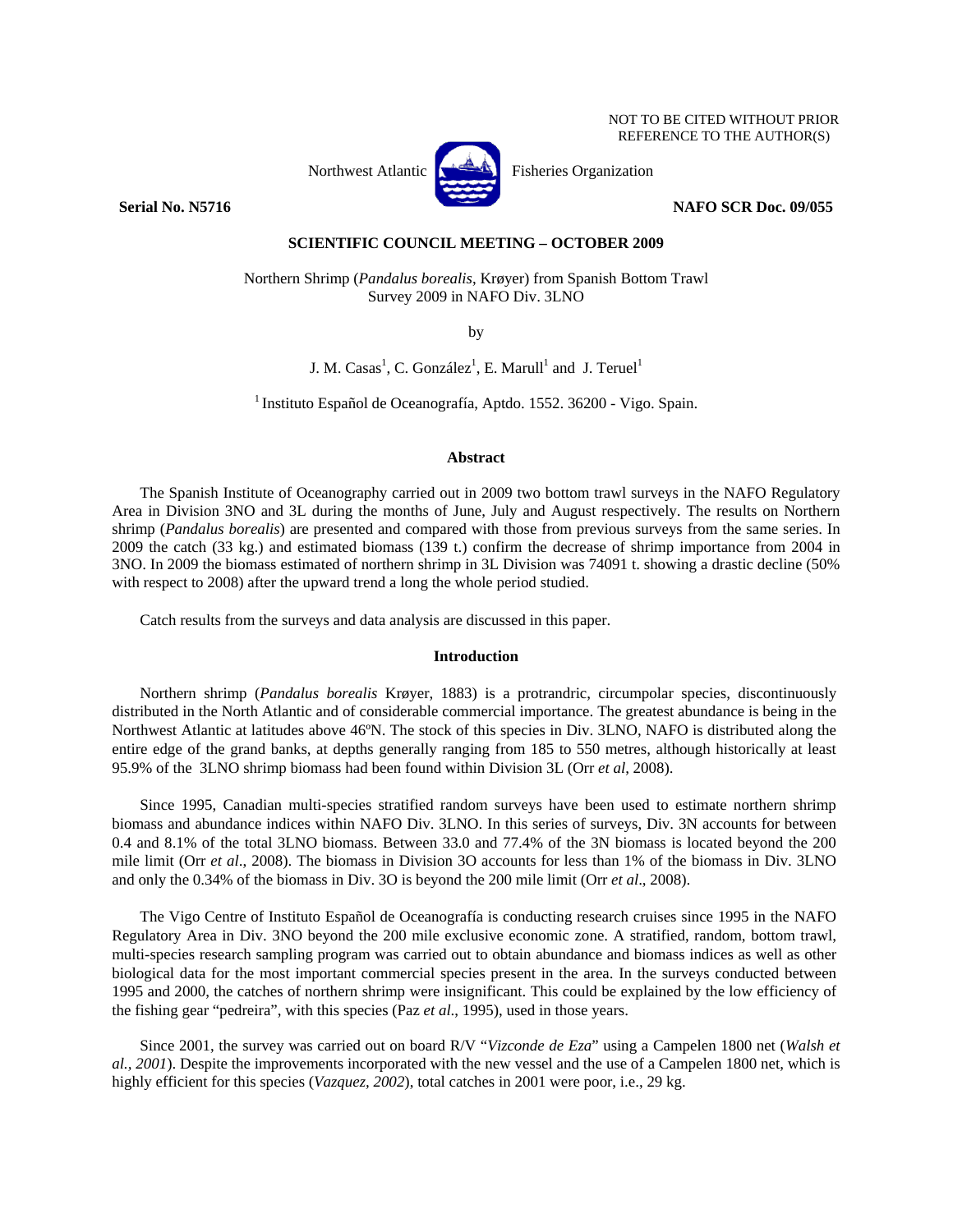NOT TO BE CITED WITHOUT PRIOR REFERENCE TO THE AUTHOR(S)

Northwest Atlantic Fisheries Organization

**Serial No. N5716** **NAFO SCR Doc. 09/055**

**SCIENTIFIC COUNCIL MEETING – OCTOBER 2009**

Northern Shrimp (*Pandalus borealis*, Krøyer) from Spanish Bottom Trawl Survey 2009 in NAFO Div. 3LNO

by

J. M. Casas[1], C. González[1], E. Marull[1] and J. Teruel[1]

[1] Instituto Español de Oceanografía, Aptdo. 1552. 36200 - Vigo. Spain.

## Abstract

The Spanish Institute of Oceanography carried out in 2009 two bottom trawl surveys in the NAFO Regulatory Area in Division 3NO and 3L during the months of June, July and August respectively. The results on Northern shrimp (*Pandalus borealis*) are presented and compared with those from previous surveys from the same series. In 2009 the catch (33 kg.) and estimated biomass (139 t.) confirm the decrease of shrimp importance from 2004 in 3NO. In 2009 the biomass estimated of northern shrimp in 3L Division was 74091 t. showing a drastic decline (50% with respect to 2008) after the upward trend a long the whole period studied.

Catch results from the surveys and data analysis are discussed in this paper.

## Introduction

Northern shrimp (*Pandalus borealis* Krøyer, 1883) is a protrandric, circumpolar species, discontinuously distributed in the North Atlantic and of considerable commercial importance. The greatest abundance is being in the Northwest Atlantic at latitudes above 46ºN. The stock of this species in Div. 3LNO, NAFO is distributed along the entire edge of the grand banks, at depths generally ranging from 185 to 550 metres, although historically at least 95.9% of the 3LNO shrimp biomass had been found within Division 3L (Orr *et al*, 2008).

Since 1995, Canadian multi-species stratified random surveys have been used to estimate northern shrimp biomass and abundance indices within NAFO Div. 3LNO. In this series of surveys, Div. 3N accounts for between 0.4 and 8.1% of the total 3LNO biomass. Between 33.0 and 77.4% of the 3N biomass is located beyond the 200 mile limit (Orr *et al*., 2008). The biomass in Division 3O accounts for less than 1% of the biomass in Div. 3LNO and only the 0.34% of the biomass in Div. 3O is beyond the 200 mile limit (Orr *et al*., 2008).

The Vigo Centre of Instituto Español de Oceanografía is conducting research cruises since 1995 in the NAFO Regulatory Area in Div. 3NO beyond the 200 mile exclusive economic zone. A stratified, random, bottom trawl, multi-species research sampling program was carried out to obtain abundance and biomass indices as well as other biological data for the most important commercial species present in the area. In the surveys conducted between 1995 and 2000, the catches of northern shrimp were insignificant. This could be explained by the low efficiency of the fishing gear "pedreira", with this species (Paz *et al*., 1995), used in those years.

Since 2001, the survey was carried out on board R/V "*Vizconde de Eza*" using a Campelen 1800 net (*Walsh et al., 2001*). Despite the improvements incorporated with the new vessel and the use of a Campelen 1800 net, which is highly efficient for this species (*Vazquez, 2002*), total catches in 2001 were poor, i.e., 29 kg.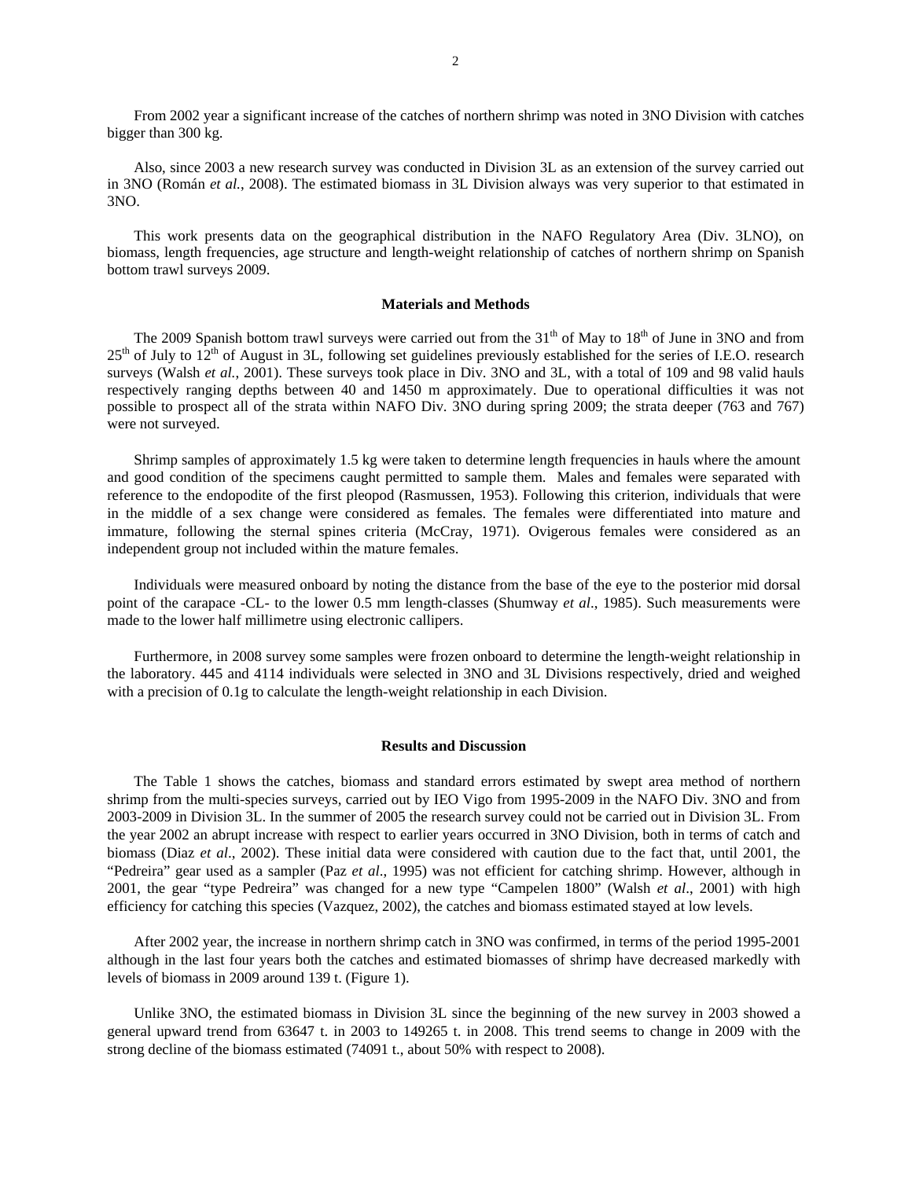From 2002 year a significant increase of the catches of northern shrimp was noted in 3NO Division with catches bigger than 300 kg.

Also, since 2003 a new research survey was conducted in Division 3L as an extension of the survey carried out in 3NO (Román *et al.*, 2008). The estimated biomass in 3L Division always was very superior to that estimated in 3NO.

This work presents data on the geographical distribution in the NAFO Regulatory Area (Div. 3LNO), on biomass, length frequencies, age structure and length-weight relationship of catches of northern shrimp on Spanish bottom trawl surveys 2009.

## Materials and Methods

The 2009 Spanish bottom trawl surveys were carried out from the 31[th] of May to 18[th] of June in 3NO and from 25[th] of July to 12[th] of August in 3L, following set guidelines previously established for the series of I.E.O. research surveys (Walsh *et al.*, 2001). These surveys took place in Div. 3NO and 3L, with a total of 109 and 98 valid hauls respectively ranging depths between 40 and 1450 m approximately. Due to operational difficulties it was not possible to prospect all of the strata within NAFO Div. 3NO during spring 2009; the strata deeper (763 and 767) were not surveyed.

Shrimp samples of approximately 1.5 kg were taken to determine length frequencies in hauls where the amount and good condition of the specimens caught permitted to sample them. Males and females were separated with reference to the endopodite of the first pleopod (Rasmussen, 1953). Following this criterion, individuals that were in the middle of a sex change were considered as females. The females were differentiated into mature and immature, following the sternal spines criteria (McCray, 1971). Ovigerous females were considered as an independent group not included within the mature females.

Individuals were measured onboard by noting the distance from the base of the eye to the posterior mid dorsal point of the carapace -CL- to the lower 0.5 mm length-classes (Shumway *et al*., 1985). Such measurements were made to the lower half millimetre using electronic callipers.

Furthermore, in 2008 survey some samples were frozen onboard to determine the length-weight relationship in the laboratory. 445 and 4114 individuals were selected in 3NO and 3L Divisions respectively, dried and weighed with a precision of 0.1g to calculate the length-weight relationship in each Division.

## Results and Discussion

The Table 1 shows the catches, biomass and standard errors estimated by swept area method of northern shrimp from the multi-species surveys, carried out by IEO Vigo from 1995-2009 in the NAFO Div. 3NO and from 2003-2009 in Division 3L. In the summer of 2005 the research survey could not be carried out in Division 3L. From the year 2002 an abrupt increase with respect to earlier years occurred in 3NO Division, both in terms of catch and biomass (Diaz *et al*., 2002). These initial data were considered with caution due to the fact that, until 2001, the "Pedreira" gear used as a sampler (Paz *et al*., 1995) was not efficient for catching shrimp. However, although in 2001, the gear "type Pedreira" was changed for a new type "Campelen 1800" (Walsh *et al*., 2001) with high efficiency for catching this species (Vazquez, 2002), the catches and biomass estimated stayed at low levels.

After 2002 year, the increase in northern shrimp catch in 3NO was confirmed, in terms of the period 1995-2001 although in the last four years both the catches and estimated biomasses of shrimp have decreased markedly with levels of biomass in 2009 around 139 t. (Figure 1).

Unlike 3NO, the estimated biomass in Division 3L since the beginning of the new survey in 2003 showed a general upward trend from 63647 t. in 2003 to 149265 t. in 2008. This trend seems to change in 2009 with the strong decline of the biomass estimated (74091 t., about 50% with respect to 2008).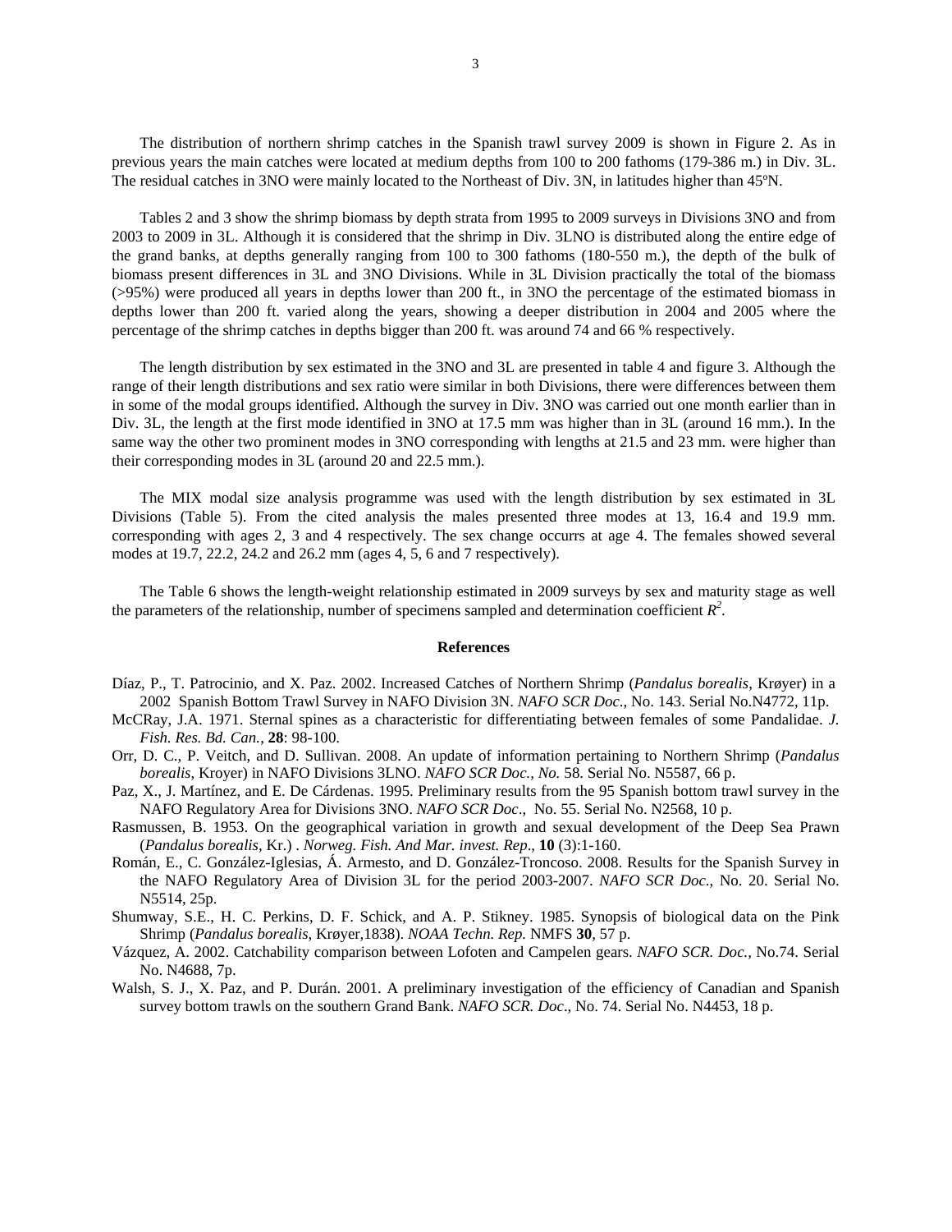The distribution of northern shrimp catches in the Spanish trawl survey 2009 is shown in Figure 2. As in previous years the main catches were located at medium depths from 100 to 200 fathoms (179-386 m.) in Div. 3L. The residual catches in 3NO were mainly located to the Northeast of Div. 3N, in latitudes higher than 45ºN.

Tables 2 and 3 show the shrimp biomass by depth strata from 1995 to 2009 surveys in Divisions 3NO and from 2003 to 2009 in 3L. Although it is considered that the shrimp in Div. 3LNO is distributed along the entire edge of the grand banks, at depths generally ranging from 100 to 300 fathoms (180-550 m.), the depth of the bulk of biomass present differences in 3L and 3NO Divisions. While in 3L Division practically the total of the biomass (>95%) were produced all years in depths lower than 200 ft., in 3NO the percentage of the estimated biomass in depths lower than 200 ft. varied along the years, showing a deeper distribution in 2004 and 2005 where the percentage of the shrimp catches in depths bigger than 200 ft. was around 74 and 66 % respectively.

The length distribution by sex estimated in the 3NO and 3L are presented in table 4 and figure 3. Although the range of their length distributions and sex ratio were similar in both Divisions, there were differences between them in some of the modal groups identified. Although the survey in Div. 3NO was carried out one month earlier than in Div. 3L, the length at the first mode identified in 3NO at 17.5 mm was higher than in 3L (around 16 mm.). In the same way the other two prominent modes in 3NO corresponding with lengths at 21.5 and 23 mm. were higher than their corresponding modes in 3L (around 20 and 22.5 mm.).

The MIX modal size analysis programme was used with the length distribution by sex estimated in 3L Divisions (Table 5). From the cited analysis the males presented three modes at 13, 16.4 and 19.9 mm. corresponding with ages 2, 3 and 4 respectively. The sex change occurrs at age 4. The females showed several modes at 19.7, 22.2, 24.2 and 26.2 mm (ages 4, 5, 6 and 7 respectively).

The Table 6 shows the length-weight relationship estimated in 2009 surveys by sex and maturity stage as well the parameters of the relationship, number of specimens sampled and determination coefficient $R^2$.

## References

Díaz, P., T. Patrocinio, and X. Paz. 2002. Increased Catches of Northern Shrimp (*Pandalus borealis*, Krøyer) in a 2002 Spanish Bottom Trawl Survey in NAFO Division 3N. *NAFO SCR Doc*., No. 143. Serial No.N4772, 11p.

McCRay, J.A. 1971. Sternal spines as a characteristic for differentiating between females of some Pandalidae. *J. Fish. Res. Bd. Can.*, **28**: 98-100.

Orr, D. C., P. Veitch, and D. Sullivan. 2008. An update of information pertaining to Northern Shrimp (*Pandalus borealis,* Kroyer) in NAFO Divisions 3LNO. *NAFO SCR Doc., No.* 58. Serial No. N5587, 66 p.

Paz, X., J. Martínez, and E. De Cárdenas. 1995. Preliminary results from the 95 Spanish bottom trawl survey in the NAFO Regulatory Area for Divisions 3NO. *NAFO SCR Doc*., No. 55. Serial No. N2568, 10 p.

Rasmussen, B. 1953. On the geographical variation in growth and sexual development of the Deep Sea Prawn (*Pandalus borealis*, Kr.) . *Norweg. Fish. And Mar. invest. Rep*., **10** (3):1-160.

Román, E., C. González-Iglesias, Á. Armesto, and D. González-Troncoso. 2008. Results for the Spanish Survey in the NAFO Regulatory Area of Division 3L for the period 2003-2007. *NAFO SCR Doc*., No. 20. Serial No. N5514, 25p.

Shumway, S.E., H. C. Perkins, D. F. Schick, and A. P. Stikney. 1985. Synopsis of biological data on the Pink Shrimp (*Pandalus borealis*, Krøyer,1838). *NOAA Techn. Rep.* NMFS **30**, 57 p.

Vázquez, A. 2002. Catchability comparison between Lofoten and Campelen gears. *NAFO SCR. Doc.*, No.74. Serial No. N4688, 7p.

Walsh, S. J., X. Paz, and P. Durán. 2001. A preliminary investigation of the efficiency of Canadian and Spanish survey bottom trawls on the southern Grand Bank. *NAFO SCR. Doc*., No. 74. Serial No. N4453, 18 p.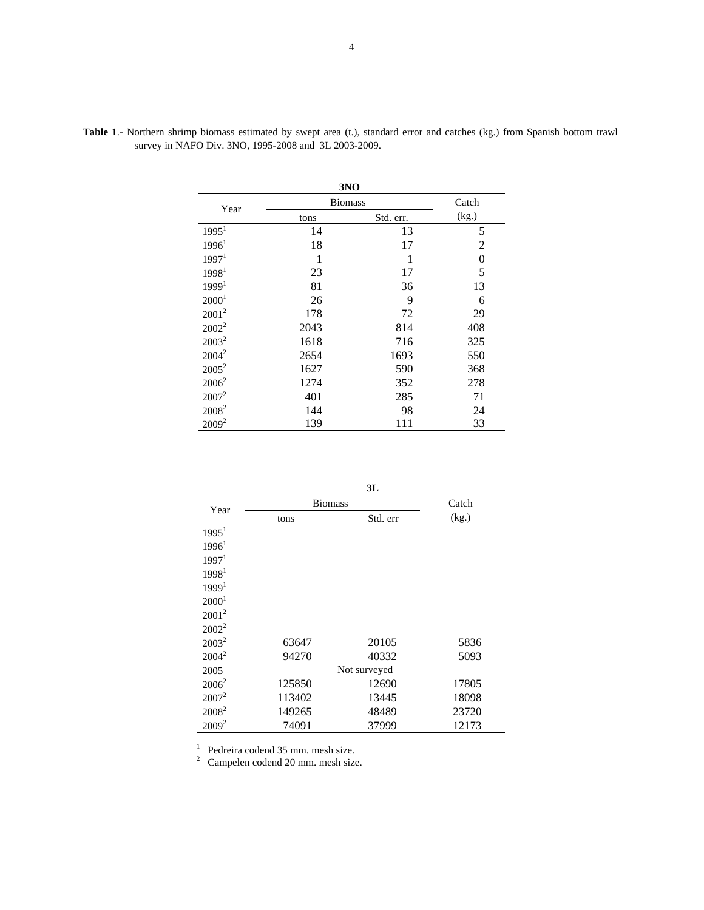**Table 1**.- Northern shrimp biomass estimated by swept area (t.), standard error and catches (kg.) from Spanish bottom trawl survey in NAFO Div. 3NO, 1995-2008 and 3L 2003-2009.

**3NO**

| Year | Biomass | | Catch |
|---|---|---|---|
| | tons | Std. err. | (kg.) |
| 1995[1] | 14 | 13 | 5 |
| 1996[1] | 18 | 17 | 2 |
| 1997[1] | 1 | 1 | 0 |
| 1998[1] | 23 | 17 | 5 |
| 1999[1] | 81 | 36 | 13 |
| 2000[1] | 26 | 9 | 6 |
| 2001[2] | 178 | 72 | 29 |
| 2002[2] | 2043 | 814 | 408 |
| 2003[2] | 1618 | 716 | 325 |
| 2004[2] | 2654 | 1693 | 550 |
| 2005[2] | 1627 | 590 | 368 |
| 2006[2] | 1274 | 352 | 278 |
| 2007[2] | 401 | 285 | 71 |
| 2008[2] | 144 | 98 | 24 |
| 2009[2] | 139 | 111 | 33 |

**3L**

| Year | Biomass | | Catch |
|---|---|---|---|
| | tons | Std. err | (kg.) |
| 1995[1] | | | |
| 1996[1] | | | |
| 1997[1] | | | |
| 1998[1] | | | |
| 1999[1] | | | |
| 2000[1] | | | |
| 2001[2] | | | |
| 2002[2] | | | |
| 2003[2] | 63647 | 20105 | 5836 |
| 2004[2] | 94270 | 40332 | 5093 |
| 2005 | | Not surveyed | |
| 2006[2] | 125850 | 12690 | 17805 |
| 2007[2] | 113402 | 13445 | 18098 |
| 2008[2] | 149265 | 48489 | 23720 |
| 2009[2] | 74091 | 37999 | 12173 |

[1] Pedreira codend 35 mm. mesh size.
[2] Campelen codend 20 mm. mesh size.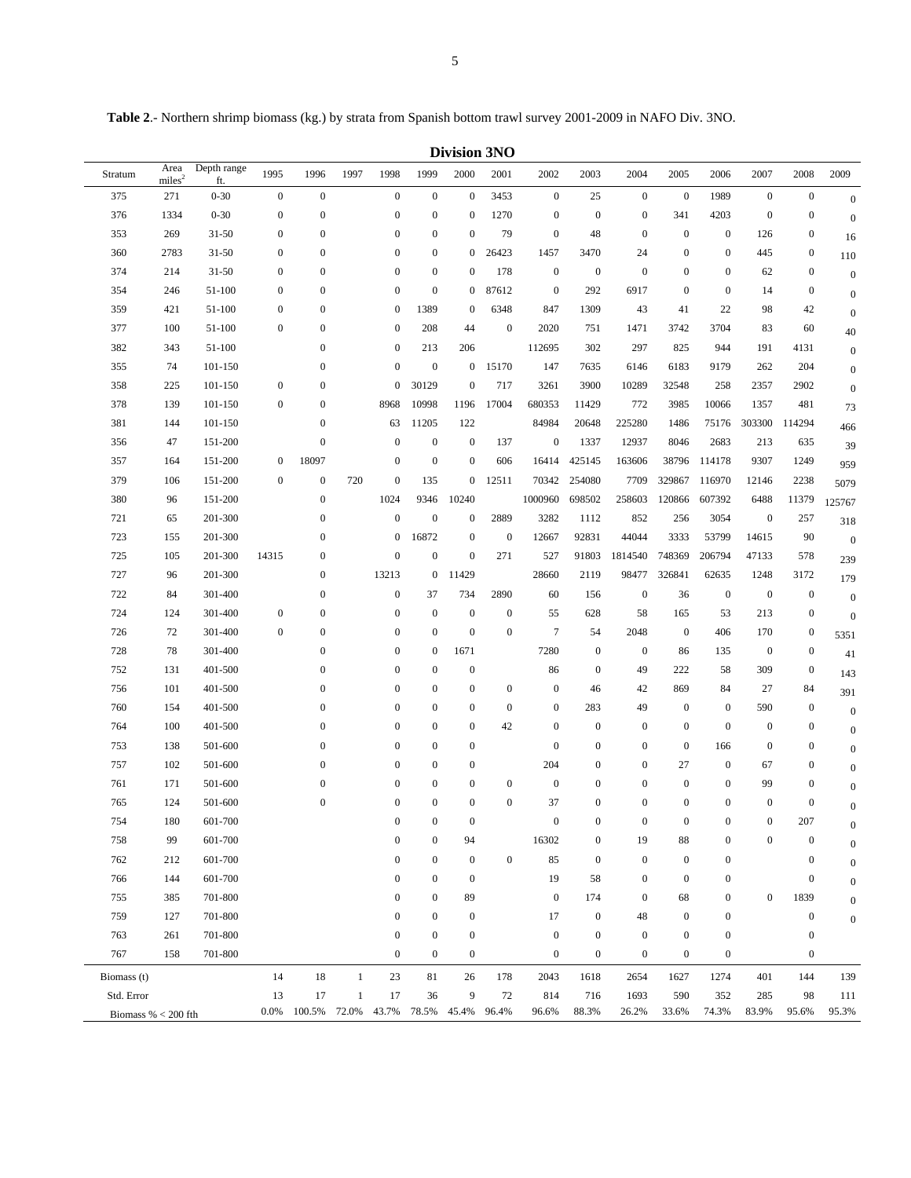**Table 2**.- Northern shrimp biomass (kg.) by strata from Spanish bottom trawl survey 2001-2009 in NAFO Div. 3NO.

**Division 3NO**

| Stratum | Area miles$^2$ | Depth range ft. | 1995 | 1996 | 1997 | 1998 | 1999 | 2000 | 2001 | 2002 | 2003 | 2004 | 2005 | 2006 | 2007 | 2008 | 2009 |
|---|---|---|---|---|---|---|---|---|---|---|---|---|---|---|---|---|---|
| 375 | 271 | 0-30 | 0 | 0 | | 0 | 0 | 0 | 3453 | 0 | 25 | 0 | 0 | 1989 | 0 | 0 | 0 |
| 376 | 1334 | 0-30 | 0 | 0 | | 0 | 0 | 0 | 1270 | 0 | 0 | 0 | 341 | 4203 | 0 | 0 | 0 |
| 353 | 269 | 31-50 | 0 | 0 | | 0 | 0 | 0 | 79 | 0 | 48 | 0 | 0 | 0 | 126 | 0 | 16 |
| 360 | 2783 | 31-50 | 0 | 0 | | 0 | 0 | 0 | 26423 | 1457 | 3470 | 24 | 0 | 0 | 445 | 0 | 110 |
| 374 | 214 | 31-50 | 0 | 0 | | 0 | 0 | 0 | 178 | 0 | 0 | 0 | 0 | 0 | 62 | 0 | 0 |
| 354 | 246 | 51-100 | 0 | 0 | | 0 | 0 | 0 | 87612 | 0 | 292 | 6917 | 0 | 0 | 14 | 0 | 0 |
| 359 | 421 | 51-100 | 0 | 0 | | 0 | 1389 | 0 | 6348 | 847 | 1309 | 43 | 41 | 22 | 98 | 42 | 0 |
| 377 | 100 | 51-100 | 0 | 0 | | 0 | 208 | 44 | 0 | 2020 | 751 | 1471 | 3742 | 3704 | 83 | 60 | 40 |
| 382 | 343 | 51-100 | | 0 | | 0 | 213 | 206 | | 112695 | 302 | 297 | 825 | 944 | 191 | 4131 | 0 |
| 355 | 74 | 101-150 | | 0 | | 0 | 0 | 0 | 15170 | 147 | 7635 | 6146 | 6183 | 9179 | 262 | 204 | 0 |
| 358 | 225 | 101-150 | 0 | 0 | | 0 | 30129 | 0 | 717 | 3261 | 3900 | 10289 | 32548 | 258 | 2357 | 2902 | 0 |
| 378 | 139 | 101-150 | 0 | 0 | | 8968 | 10998 | 1196 | 17004 | 680353 | 11429 | 772 | 3985 | 10066 | 1357 | 481 | 73 |
| 381 | 144 | 101-150 | | 0 | | 63 | 11205 | 122 | | 84984 | 20648 | 225280 | 1486 | 75176 | 303300 | 114294 | 466 |
| 356 | 47 | 151-200 | | 0 | | 0 | 0 | 0 | 137 | 0 | 1337 | 12937 | 8046 | 2683 | 213 | 635 | 39 |
| 357 | 164 | 151-200 | 0 | 18097 | | 0 | 0 | 0 | 606 | 16414 | 425145 | 163606 | 38796 | 114178 | 9307 | 1249 | 959 |
| 379 | 106 | 151-200 | 0 | 0 | 720 | 0 | 135 | 0 | 12511 | 70342 | 254080 | 7709 | 329867 | 116970 | 12146 | 2238 | 5079 |
| 380 | 96 | 151-200 | | 0 | | 1024 | 9346 | 10240 | | 1000960 | 698502 | 258603 | 120866 | 607392 | 6488 | 11379 | 125767 |
| 721 | 65 | 201-300 | | 0 | | 0 | 0 | 0 | 2889 | 3282 | 1112 | 852 | 256 | 3054 | 0 | 257 | 318 |
| 723 | 155 | 201-300 | | 0 | | 0 | 16872 | 0 | 0 | 12667 | 92831 | 44044 | 3333 | 53799 | 14615 | 90 | 0 |
| 725 | 105 | 201-300 | 14315 | 0 | | 0 | 0 | 0 | 271 | 527 | 91803 | 1814540 | 748369 | 206794 | 47133 | 578 | 239 |
| 727 | 96 | 201-300 | | 0 | | 13213 | 0 | 11429 | | 28660 | 2119 | 98477 | 326841 | 62635 | 1248 | 3172 | 179 |
| 722 | 84 | 301-400 | | 0 | | 0 | 37 | 734 | 2890 | 60 | 156 | 0 | 36 | 0 | 0 | 0 | 0 |
| 724 | 124 | 301-400 | 0 | 0 | | 0 | 0 | 0 | 0 | 55 | 628 | 58 | 165 | 53 | 213 | 0 | 0 |
| 726 | 72 | 301-400 | 0 | 0 | | 0 | 0 | 0 | 0 | 7 | 54 | 2048 | 0 | 406 | 170 | 0 | 5351 |
| 728 | 78 | 301-400 | | 0 | | 0 | 0 | 1671 | | 7280 | 0 | 0 | 86 | 135 | 0 | 0 | 41 |
| 752 | 131 | 401-500 | | 0 | | 0 | 0 | 0 | | 86 | 0 | 49 | 222 | 58 | 309 | 0 | 143 |
| 756 | 101 | 401-500 | | 0 | | 0 | 0 | 0 | 0 | 0 | 46 | 42 | 869 | 84 | 27 | 84 | 391 |
| 760 | 154 | 401-500 | | 0 | | 0 | 0 | 0 | 0 | 0 | 283 | 49 | 0 | 0 | 590 | 0 | 0 |
| 764 | 100 | 401-500 | | 0 | | 0 | 0 | 0 | 42 | 0 | 0 | 0 | 0 | 0 | 0 | 0 | 0 |
| 753 | 138 | 501-600 | | 0 | | 0 | 0 | 0 | | 0 | 0 | 0 | 0 | 166 | 0 | 0 | 0 |
| 757 | 102 | 501-600 | | 0 | | 0 | 0 | 0 | | 204 | 0 | 0 | 27 | 0 | 67 | 0 | 0 |
| 761 | 171 | 501-600 | | 0 | | 0 | 0 | 0 | 0 | 0 | 0 | 0 | 0 | 0 | 99 | 0 | 0 |
| 765 | 124 | 501-600 | | 0 | | 0 | 0 | 0 | 0 | 37 | 0 | 0 | 0 | 0 | 0 | 0 | 0 |
| 754 | 180 | 601-700 | | | | 0 | 0 | 0 | | 0 | 0 | 0 | 0 | 0 | 0 | 207 | 0 |
| 758 | 99 | 601-700 | | | | 0 | 0 | 94 | | 16302 | 0 | 19 | 88 | 0 | 0 | 0 | 0 |
| 762 | 212 | 601-700 | | | | 0 | 0 | 0 | 0 | 85 | 0 | 0 | 0 | 0 | | 0 | 0 |
| 766 | 144 | 601-700 | | | | 0 | 0 | 0 | | 19 | 58 | 0 | 0 | 0 | | 0 | 0 |
| 755 | 385 | 701-800 | | | | 0 | 0 | 89 | | 0 | 174 | 0 | 68 | 0 | 0 | 1839 | 0 |
| 759 | 127 | 701-800 | | | | 0 | 0 | 0 | | 17 | 0 | 48 | 0 | 0 | | 0 | 0 |
| 763 | 261 | 701-800 | | | | 0 | 0 | 0 | | 0 | 0 | 0 | 0 | 0 | | 0 | |
| 767 | 158 | 701-800 | | | | 0 | 0 | 0 | | 0 | 0 | 0 | 0 | 0 | | 0 | |
| Biomass (t) | | | 14 | 18 | 1 | 23 | 81 | 26 | 178 | 2043 | 1618 | 2654 | 1627 | 1274 | 401 | 144 | 139 |
| Std. Error | | | 13 | 17 | 1 | 17 | 36 | 9 | 72 | 814 | 716 | 1693 | 590 | 352 | 285 | 98 | 111 |
| Biomass % < 200 fth | | | 0.0% | 100.5% | 72.0% | 43.7% | 78.5% | 45.4% | 96.4% | 96.6% | 88.3% | 26.2% | 33.6% | 74.3% | 83.9% | 95.6% | 95.3% |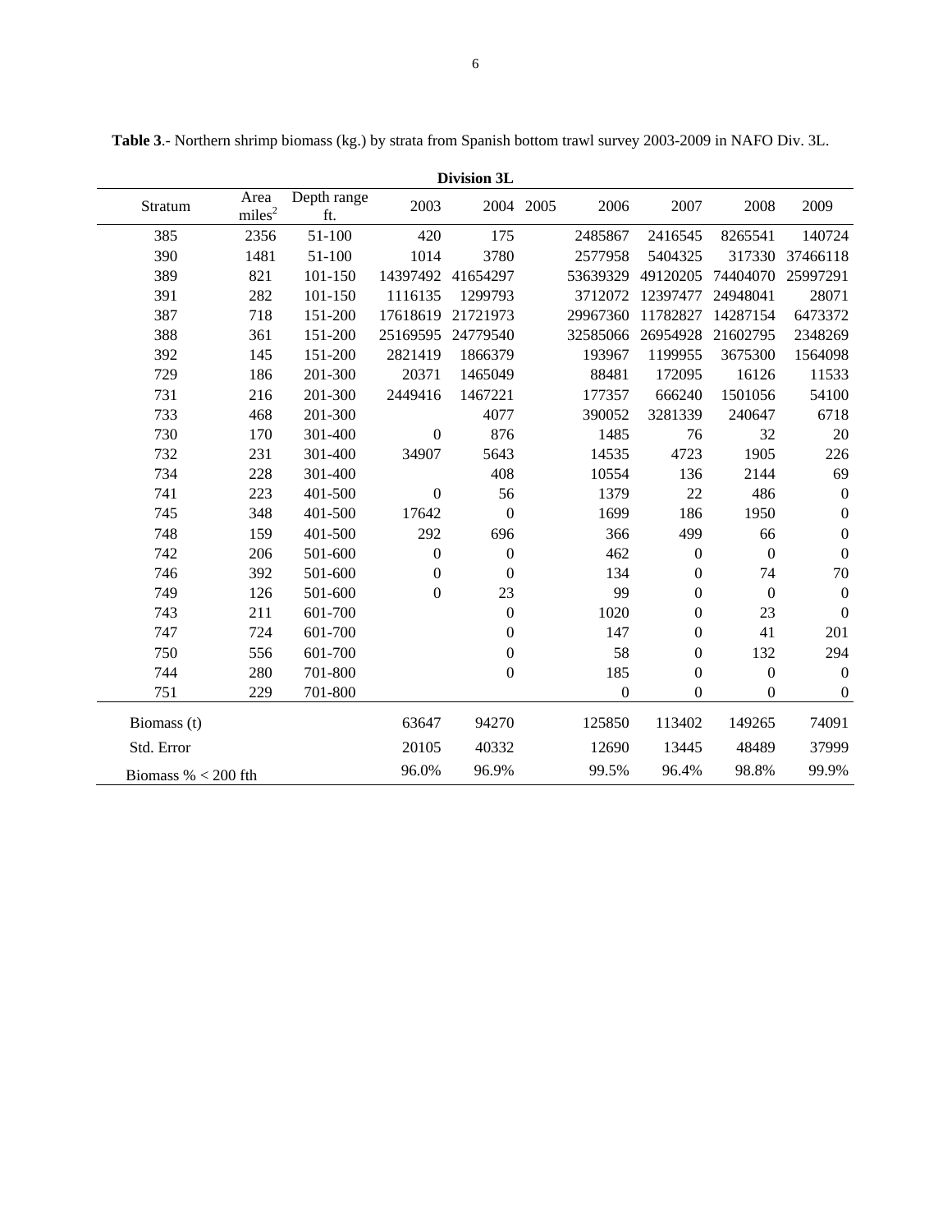**Table 3**.- Northern shrimp biomass (kg.) by strata from Spanish bottom trawl survey 2003-2009 in NAFO Div. 3L.

| Division 3L | | | | | | | | | |
|---|---|---|---|---|---|---|---|---|---|
| Stratum | Area miles$^2$ | Depth range ft. | 2003 | 2004 | 2005 | 2006 | 2007 | 2008 | 2009 |
| 385 | 2356 | 51-100 | 420 | 175 | | 2485867 | 2416545 | 8265541 | 140724 |
| 390 | 1481 | 51-100 | 1014 | 3780 | | 2577958 | 5404325 | 317330 | 37466118 |
| 389 | 821 | 101-150 | 14397492 | 41654297 | | 53639329 | 49120205 | 74404070 | 25997291 |
| 391 | 282 | 101-150 | 1116135 | 1299793 | | 3712072 | 12397477 | 24948041 | 28071 |
| 387 | 718 | 151-200 | 17618619 | 21721973 | | 29967360 | 11782827 | 14287154 | 6473372 |
| 388 | 361 | 151-200 | 25169595 | 24779540 | | 32585066 | 26954928 | 21602795 | 2348269 |
| 392 | 145 | 151-200 | 2821419 | 1866379 | | 193967 | 1199955 | 3675300 | 1564098 |
| 729 | 186 | 201-300 | 20371 | 1465049 | | 88481 | 172095 | 16126 | 11533 |
| 731 | 216 | 201-300 | 2449416 | 1467221 | | 177357 | 666240 | 1501056 | 54100 |
| 733 | 468 | 201-300 | | 4077 | | 390052 | 3281339 | 240647 | 6718 |
| 730 | 170 | 301-400 | 0 | 876 | | 1485 | 76 | 32 | 20 |
| 732 | 231 | 301-400 | 34907 | 5643 | | 14535 | 4723 | 1905 | 226 |
| 734 | 228 | 301-400 | | 408 | | 10554 | 136 | 2144 | 69 |
| 741 | 223 | 401-500 | 0 | 56 | | 1379 | 22 | 486 | 0 |
| 745 | 348 | 401-500 | 17642 | 0 | | 1699 | 186 | 1950 | 0 |
| 748 | 159 | 401-500 | 292 | 696 | | 366 | 499 | 66 | 0 |
| 742 | 206 | 501-600 | 0 | 0 | | 462 | 0 | 0 | 0 |
| 746 | 392 | 501-600 | 0 | 0 | | 134 | 0 | 74 | 70 |
| 749 | 126 | 501-600 | 0 | 23 | | 99 | 0 | 0 | 0 |
| 743 | 211 | 601-700 | | 0 | | 1020 | 0 | 23 | 0 |
| 747 | 724 | 601-700 | | 0 | | 147 | 0 | 41 | 201 |
| 750 | 556 | 601-700 | | 0 | | 58 | 0 | 132 | 294 |
| 744 | 280 | 701-800 | | 0 | | 185 | 0 | 0 | 0 |
| 751 | 229 | 701-800 | | | | 0 | 0 | 0 | 0 |
| Biomass (t) | | | 63647 | 94270 | | 125850 | 113402 | 149265 | 74091 |
| Std. Error | | | 20105 | 40332 | | 12690 | 13445 | 48489 | 37999 |
| Biomass % < 200 fth | | | 96.0% | 96.9% | | 99.5% | 96.4% | 98.8% | 99.9% |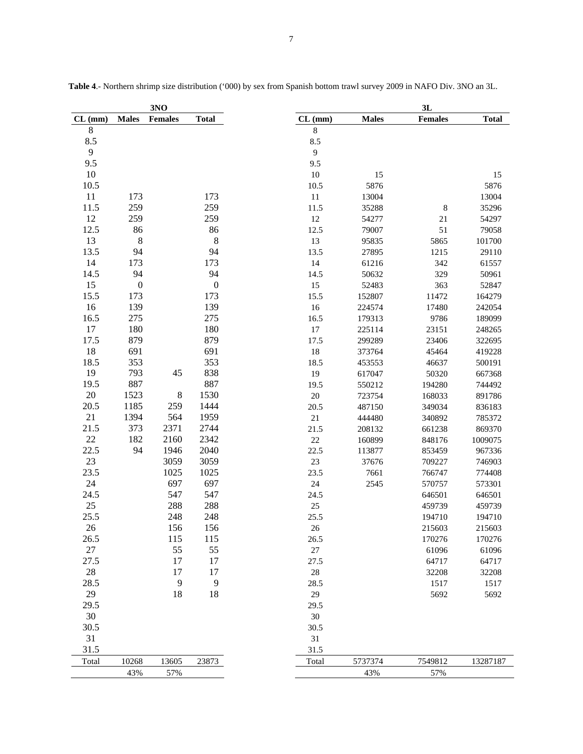**Table 4**.- Northern shrimp size distribution ('000) by sex from Spanish bottom trawl survey 2009 in NAFO Div. 3NO an 3L.

| 3NO | | | | 3L | | | |
|---|---|---|---|---|---|---|---|
| CL (mm) | Males | Females | Total | CL (mm) | Males | Females | Total |
| 8 | | | | 8 | | | |
| 8.5 | | | | 8.5 | | | |
| 9 | | | | 9 | | | |
| 9.5 | | | | 9.5 | | | |
| 10 | | | | 10 | 15 | | 15 |
| 10.5 | | | | 10.5 | 5876 | | 5876 |
| 11 | 173 | | 173 | 11 | 13004 | | 13004 |
| 11.5 | 259 | | 259 | 11.5 | 35288 | 8 | 35296 |
| 12 | 259 | | 259 | 12 | 54277 | 21 | 54297 |
| 12.5 | 86 | | 86 | 12.5 | 79007 | 51 | 79058 |
| 13 | 8 | | 8 | 13 | 95835 | 5865 | 101700 |
| 13.5 | 94 | | 94 | 13.5 | 27895 | 1215 | 29110 |
| 14 | 173 | | 173 | 14 | 61216 | 342 | 61557 |
| 14.5 | 94 | | 94 | 14.5 | 50632 | 329 | 50961 |
| 15 | 0 | | 0 | 15 | 52483 | 363 | 52847 |
| 15.5 | 173 | | 173 | 15.5 | 152807 | 11472 | 164279 |
| 16 | 139 | | 139 | 16 | 224574 | 17480 | 242054 |
| 16.5 | 275 | | 275 | 16.5 | 179313 | 9786 | 189099 |
| 17 | 180 | | 180 | 17 | 225114 | 23151 | 248265 |
| 17.5 | 879 | | 879 | 17.5 | 299289 | 23406 | 322695 |
| 18 | 691 | | 691 | 18 | 373764 | 45464 | 419228 |
| 18.5 | 353 | | 353 | 18.5 | 453553 | 46637 | 500191 |
| 19 | 793 | 45 | 838 | 19 | 617047 | 50320 | 667368 |
| 19.5 | 887 | | 887 | 19.5 | 550212 | 194280 | 744492 |
| 20 | 1523 | 8 | 1530 | 20 | 723754 | 168033 | 891786 |
| 20.5 | 1185 | 259 | 1444 | 20.5 | 487150 | 349034 | 836183 |
| 21 | 1394 | 564 | 1959 | 21 | 444480 | 340892 | 785372 |
| 21.5 | 373 | 2371 | 2744 | 21.5 | 208132 | 661238 | 869370 |
| 22 | 182 | 2160 | 2342 | 22 | 160899 | 848176 | 1009075 |
| 22.5 | 94 | 1946 | 2040 | 22.5 | 113877 | 853459 | 967336 |
| 23 | | 3059 | 3059 | 23 | 37676 | 709227 | 746903 |
| 23.5 | | 1025 | 1025 | 23.5 | 7661 | 766747 | 774408 |
| 24 | | 697 | 697 | 24 | 2545 | 570757 | 573301 |
| 24.5 | | 547 | 547 | 24.5 | | 646501 | 646501 |
| 25 | | 288 | 288 | 25 | | 459739 | 459739 |
| 25.5 | | 248 | 248 | 25.5 | | 194710 | 194710 |
| 26 | | 156 | 156 | 26 | | 215603 | 215603 |
| 26.5 | | 115 | 115 | 26.5 | | 170276 | 170276 |
| 27 | | 55 | 55 | 27 | | 61096 | 61096 |
| 27.5 | | 17 | 17 | 27.5 | | 64717 | 64717 |
| 28 | | 17 | 17 | 28 | | 32208 | 32208 |
| 28.5 | | 9 | 9 | 28.5 | | 1517 | 1517 |
| 29 | | 18 | 18 | 29 | | 5692 | 5692 |
| 29.5 | | | | 29.5 | | | |
| 30 | | | | 30 | | | |
| 30.5 | | | | 30.5 | | | |
| 31 | | | | 31 | | | |
| 31.5 | | | | 31.5 | | | |
| Total | 10268 | 13605 | 23873 | Total | 5737374 | 7549812 | 13287187 |
| | 43% | 57% | | | 43% | 57% | |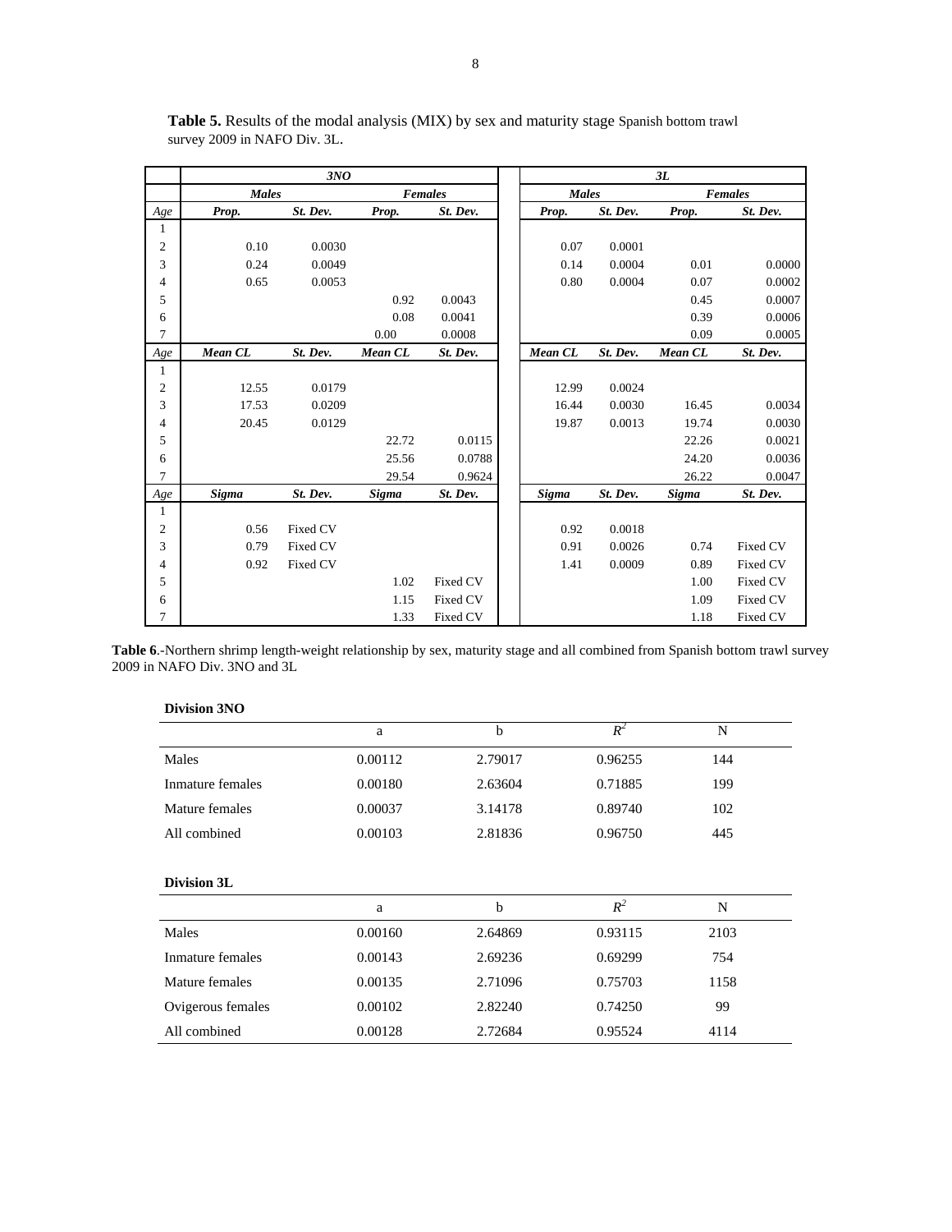**Table 5.** Results of the modal analysis (MIX) by sex and maturity stage Spanish bottom trawl survey 2009 in NAFO Div. 3L.

| | *3NO* | | | | *3L* | | | |
|---|---|---|---|---|---|---|---|---|
| | ***Males*** | | ***Females*** | | ***Males*** | | ***Females*** | |
| *Age* | ***Prop.*** | ***St. Dev.*** | ***Prop.*** | ***St. Dev.*** | ***Prop.*** | ***St. Dev.*** | ***Prop.*** | ***St. Dev.*** |
| 1 | | | | | | | | |
| 2 | 0.10 | 0.0030 | | | 0.07 | 0.0001 | | |
| 3 | 0.24 | 0.0049 | | | 0.14 | 0.0004 | 0.01 | 0.0000 |
| 4 | 0.65 | 0.0053 | | | 0.80 | 0.0004 | 0.07 | 0.0002 |
| 5 | | | 0.92 | 0.0043 | | | 0.45 | 0.0007 |
| 6 | | | 0.08 | 0.0041 | | | 0.39 | 0.0006 |
| 7 | | | 0.00 | 0.0008 | | | 0.09 | 0.0005 |
| *Age* | ***Mean CL*** | ***St. Dev.*** | ***Mean CL*** | ***St. Dev.*** | ***Mean CL*** | ***St. Dev.*** | ***Mean CL*** | ***St. Dev.*** |
| 1 | | | | | | | | |
| 2 | 12.55 | 0.0179 | | | 12.99 | 0.0024 | | |
| 3 | 17.53 | 0.0209 | | | 16.44 | 0.0030 | 16.45 | 0.0034 |
| 4 | 20.45 | 0.0129 | | | 19.87 | 0.0013 | 19.74 | 0.0030 |
| 5 | | | 22.72 | 0.0115 | | | 22.26 | 0.0021 |
| 6 | | | 25.56 | 0.0788 | | | 24.20 | 0.0036 |
| 7 | | | 29.54 | 0.9624 | | | 26.22 | 0.0047 |
| *Age* | ***Sigma*** | ***St. Dev.*** | ***Sigma*** | ***St. Dev.*** | ***Sigma*** | ***St. Dev.*** | ***Sigma*** | ***St. Dev.*** |
| 1 | | | | | | | | |
| 2 | 0.56 | Fixed CV | | | 0.92 | 0.0018 | | |
| 3 | 0.79 | Fixed CV | | | 0.91 | 0.0026 | 0.74 | Fixed CV |
| 4 | 0.92 | Fixed CV | | | 1.41 | 0.0009 | 0.89 | Fixed CV |
| 5 | | | 1.02 | Fixed CV | | | 1.00 | Fixed CV |
| 6 | | | 1.15 | Fixed CV | | | 1.09 | Fixed CV |
| 7 | | | 1.33 | Fixed CV | | | 1.18 | Fixed CV |

**Table 6**.-Northern shrimp length-weight relationship by sex, maturity stage and all combined from Spanish bottom trawl survey 2009 in NAFO Div. 3NO and 3L

**Division 3NO**

| | a | b | $R^2$ | N |
|---|---|---|---|---|
| Males | 0.00112 | 2.79017 | 0.96255 | 144 |
| Inmature females | 0.00180 | 2.63604 | 0.71885 | 199 |
| Mature females | 0.00037 | 3.14178 | 0.89740 | 102 |
| All combined | 0.00103 | 2.81836 | 0.96750 | 445 |

**Division 3L**

| | a | b | $R^2$ | N |
|---|---|---|---|---|
| Males | 0.00160 | 2.64869 | 0.93115 | 2103 |
| Inmature females | 0.00143 | 2.69236 | 0.69299 | 754 |
| Mature females | 0.00135 | 2.71096 | 0.75703 | 1158 |
| Ovigerous females | 0.00102 | 2.82240 | 0.74250 | 99 |
| All combined | 0.00128 | 2.72684 | 0.95524 | 4114 |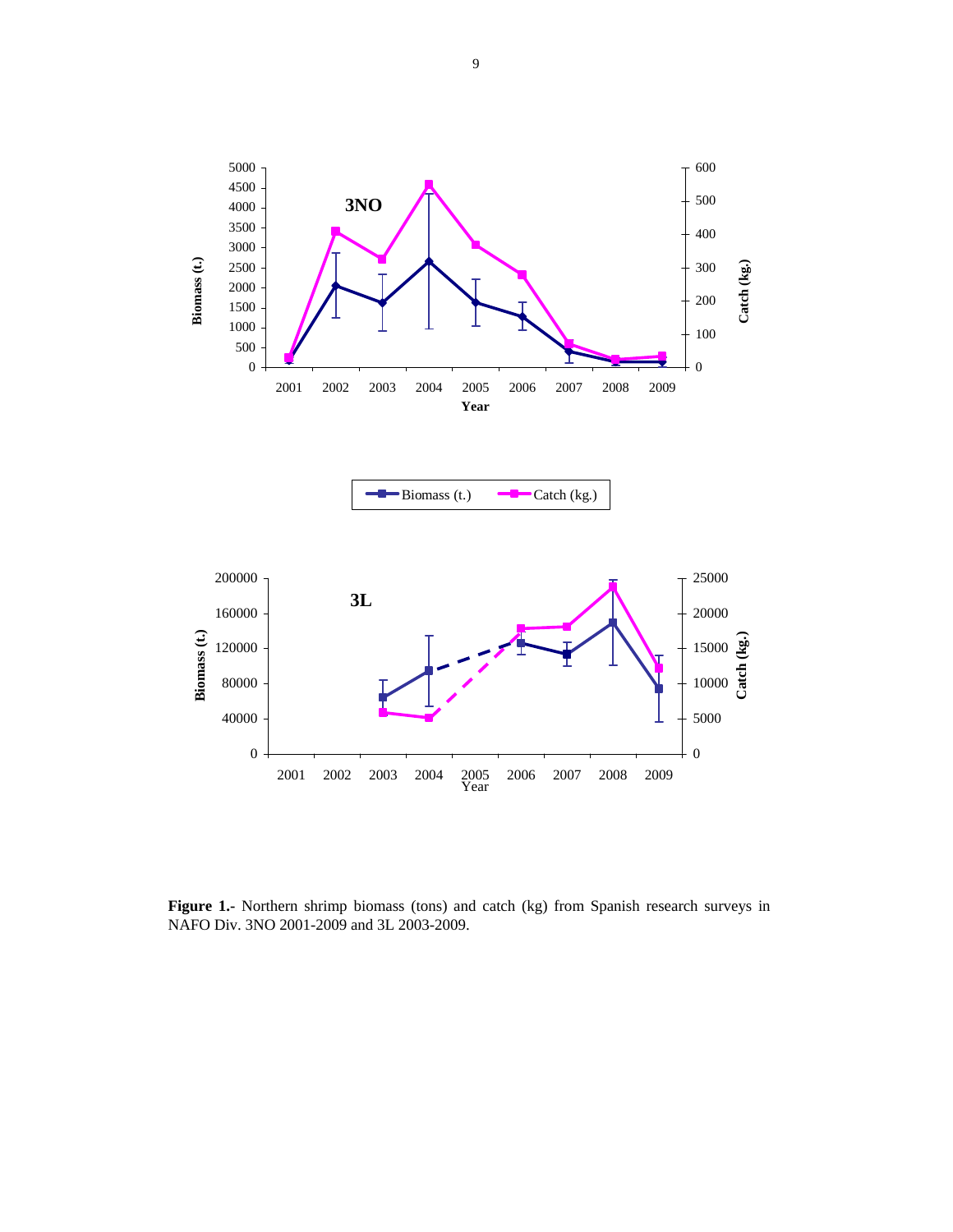**Figure 1.-** Northern shrimp biomass (tons) and catch (kg) from Spanish research surveys in NAFO Div. 3NO 2001-2009 and 3L 2003-2009.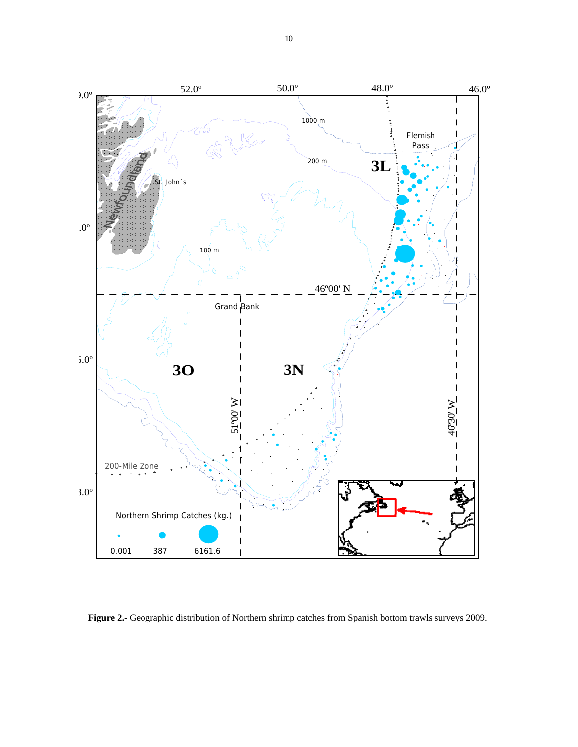**Figure 2.-** Geographic distribution of Northern shrimp catches from Spanish bottom trawls surveys 2009.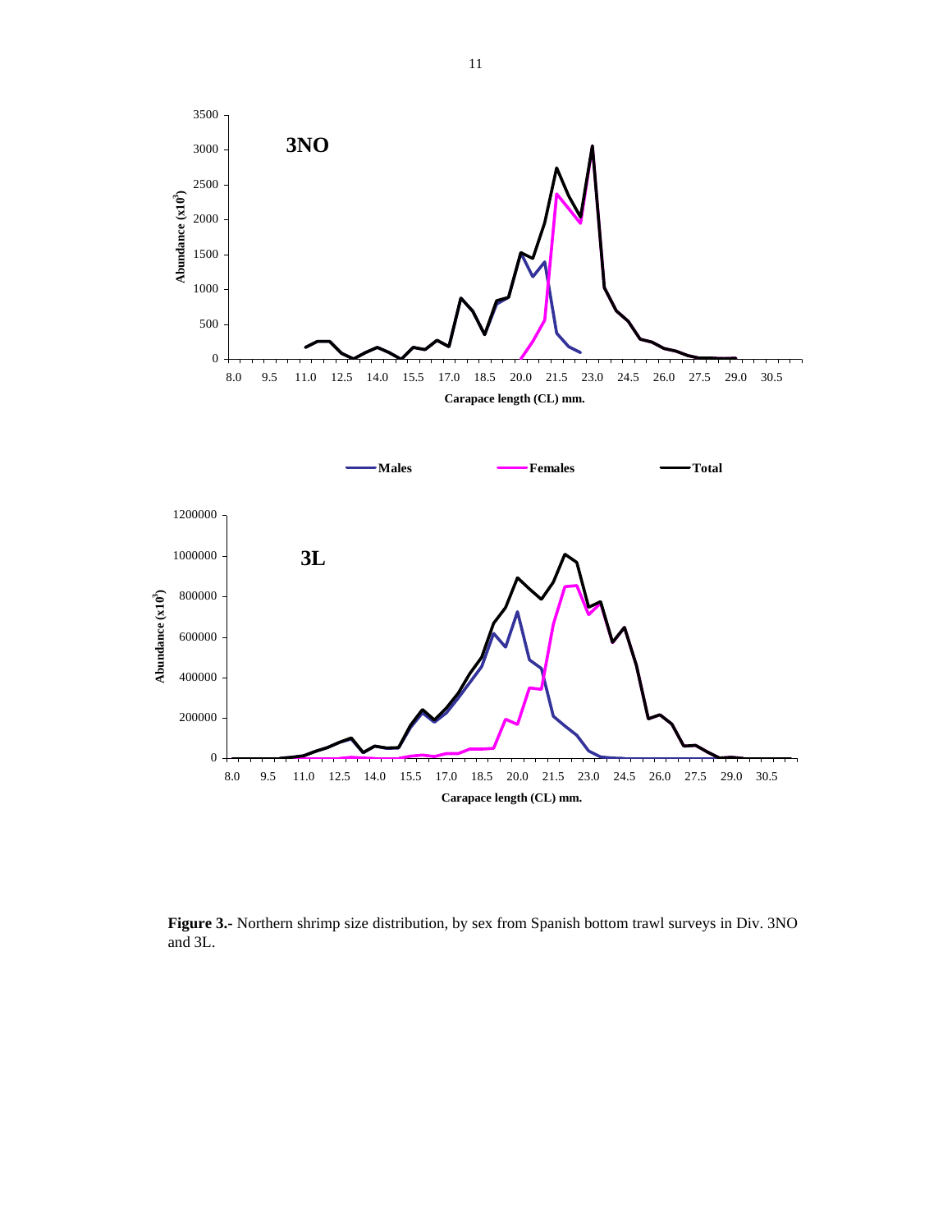3NO

Abundance (x10$^3$)

3500
3000
2500
2000
1500
1000
500
0

8.0 9.5 11.0 12.5 14.0 15.5 17.0 18.5 20.0 21.5 23.0 24.5 26.0 27.5 29.0 30.5

Carapace length (CL) mm.

Males Females Total

3L

Abundance (x10$^3$)

1200000
1000000
800000
600000
400000
200000
0

8.0 9.5 11.0 12.5 14.0 15.5 17.0 18.5 20.0 21.5 23.0 24.5 26.0 27.5 29.0 30.5

Carapace length (CL) mm.

**Figure 3.-** Northern shrimp size distribution, by sex from Spanish bottom trawl surveys in Div. 3NO and 3L.